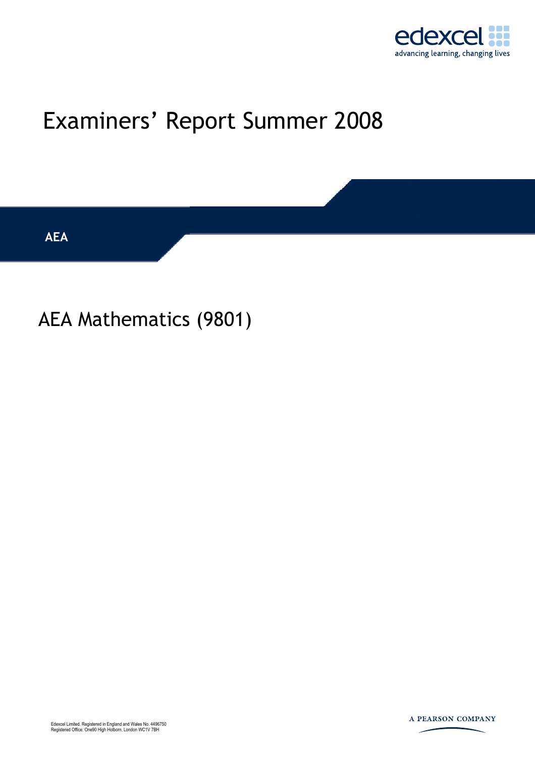edexcel

advancing learning, changing lives

# Examiners' Report Summer 2008

**AEA**

## AEA Mathematics (9801)

Edexcel Limited. Registered in England and Wales No. 4496750
Registered Office: One90 High Holborn, London WC1V 7BH

A PEARSON COMPANY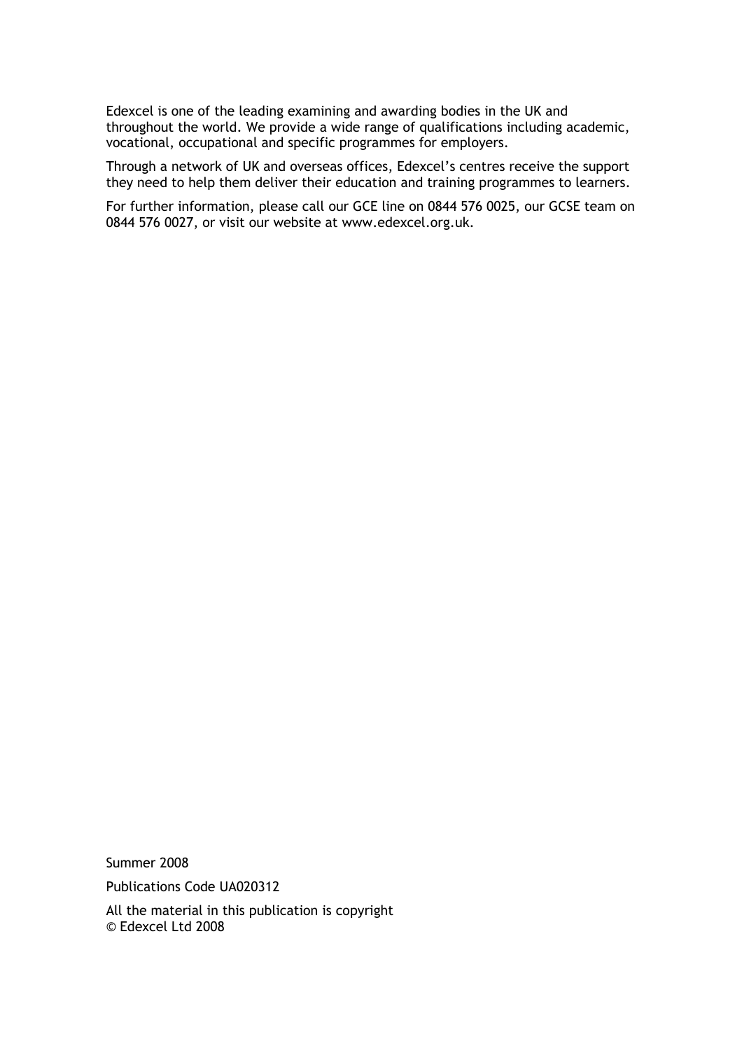Edexcel is one of the leading examining and awarding bodies in the UK and throughout the world. We provide a wide range of qualifications including academic, vocational, occupational and specific programmes for employers.

Through a network of UK and overseas offices, Edexcel's centres receive the support they need to help them deliver their education and training programmes to learners.

For further information, please call our GCE line on 0844 576 0025, our GCSE team on 0844 576 0027, or visit our website at www.edexcel.org.uk.

Summer 2008

Publications Code UA020312

All the material in this publication is copyright
© Edexcel Ltd 2008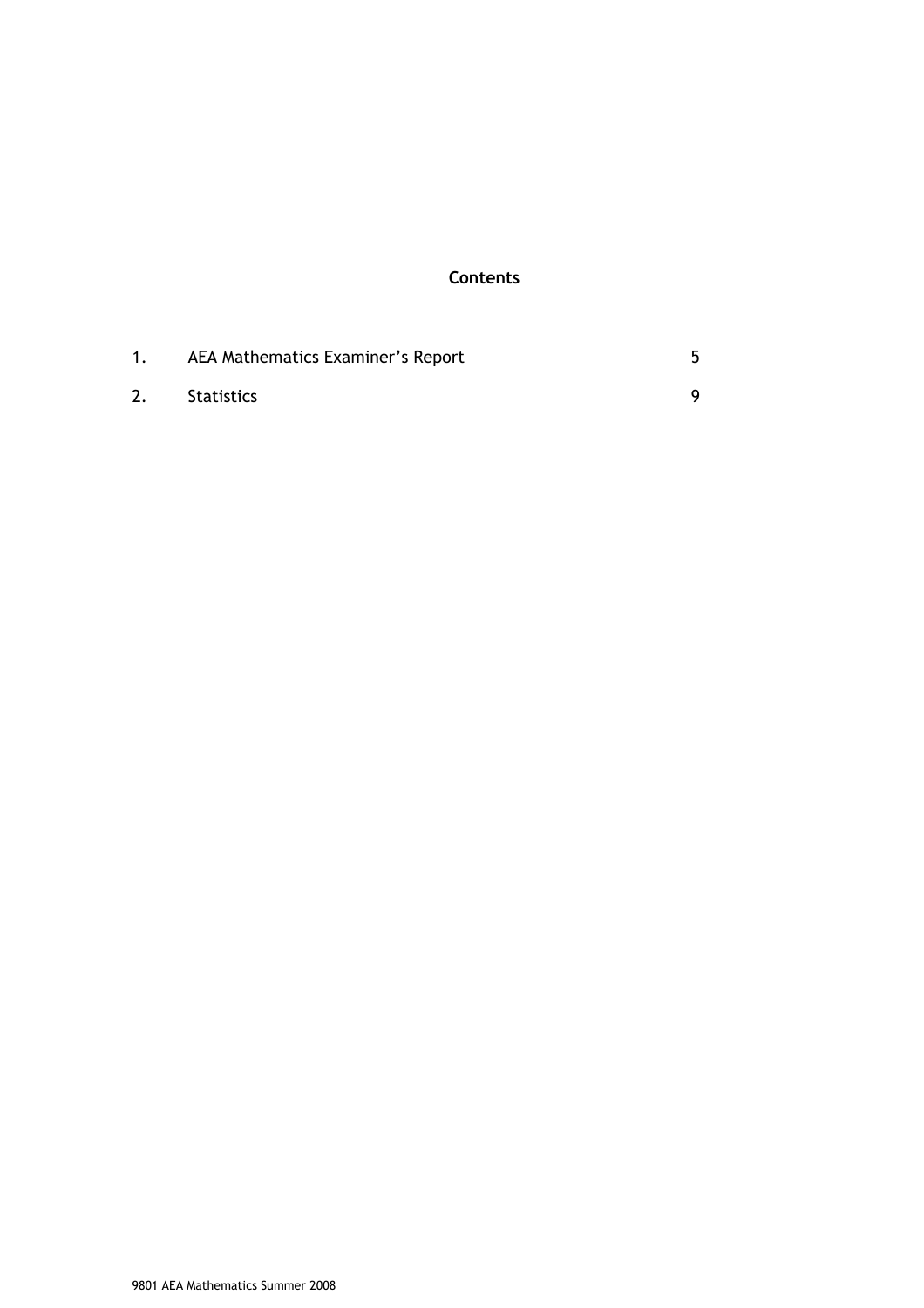# Contents

| | | |
|---|---|---|
| 1. | AEA Mathematics Examiner's Report | 5 |
| 2. | Statistics | 9 |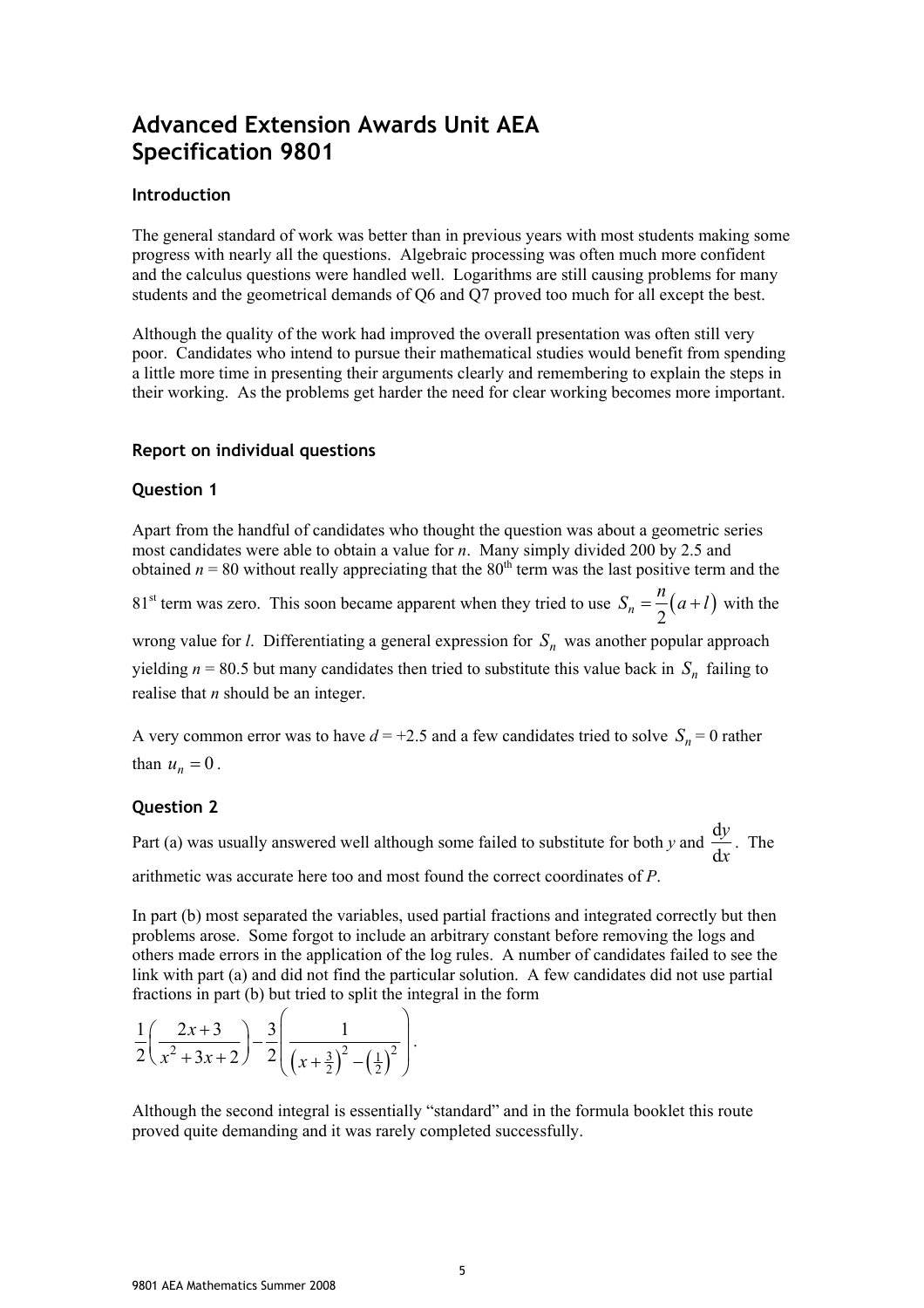# Advanced Extension Awards Unit AEA
# Specification 9801

### Introduction

The general standard of work was better than in previous years with most students making some progress with nearly all the questions. Algebraic processing was often much more confident and the calculus questions were handled well. Logarithms are still causing problems for many students and the geometrical demands of Q6 and Q7 proved too much for all except the best.

Although the quality of the work had improved the overall presentation was often still very poor. Candidates who intend to pursue their mathematical studies would benefit from spending a little more time in presenting their arguments clearly and remembering to explain the steps in their working. As the problems get harder the need for clear working becomes more important.

### Report on individual questions

### Question 1

Apart from the handful of candidates who thought the question was about a geometric series most candidates were able to obtain a value for $n$. Many simply divided 200 by 2.5 and obtained $n = 80$ without really appreciating that the $80^{th}$ term was the last positive term and the $81^{st}$ term was zero. This soon became apparent when they tried to use $S_n = \frac{n}{2}(a+l)$ with the wrong value for $l$. Differentiating a general expression for $S_n$ was another popular approach yielding $n = 80.5$ but many candidates then tried to substitute this value back in $S_n$ failing to realise that $n$ should be an integer.

A very common error was to have $d = +2.5$ and a few candidates tried to solve $S_n = 0$ rather than $u_n = 0$.

### Question 2

Part (a) was usually answered well although some failed to substitute for both $y$ and $\frac{dy}{dx}$. The arithmetic was accurate here too and most found the correct coordinates of $P$.

In part (b) most separated the variables, used partial fractions and integrated correctly but then problems arose. Some forgot to include an arbitrary constant before removing the logs and others made errors in the application of the log rules. A number of candidates failed to see the link with part (a) and did not find the particular solution. A few candidates did not use partial fractions in part (b) but tried to split the integral in the form

$$\frac{1}{2}\left(\frac{2x+3}{x^2+3x+2}\right) - \frac{3}{2}\left(\frac{1}{\left(x+\frac{3}{2}\right)^2 - \left(\frac{1}{2}\right)^2}\right).$$

Although the second integral is essentially "standard" and in the formula booklet this route proved quite demanding and it was rarely completed successfully.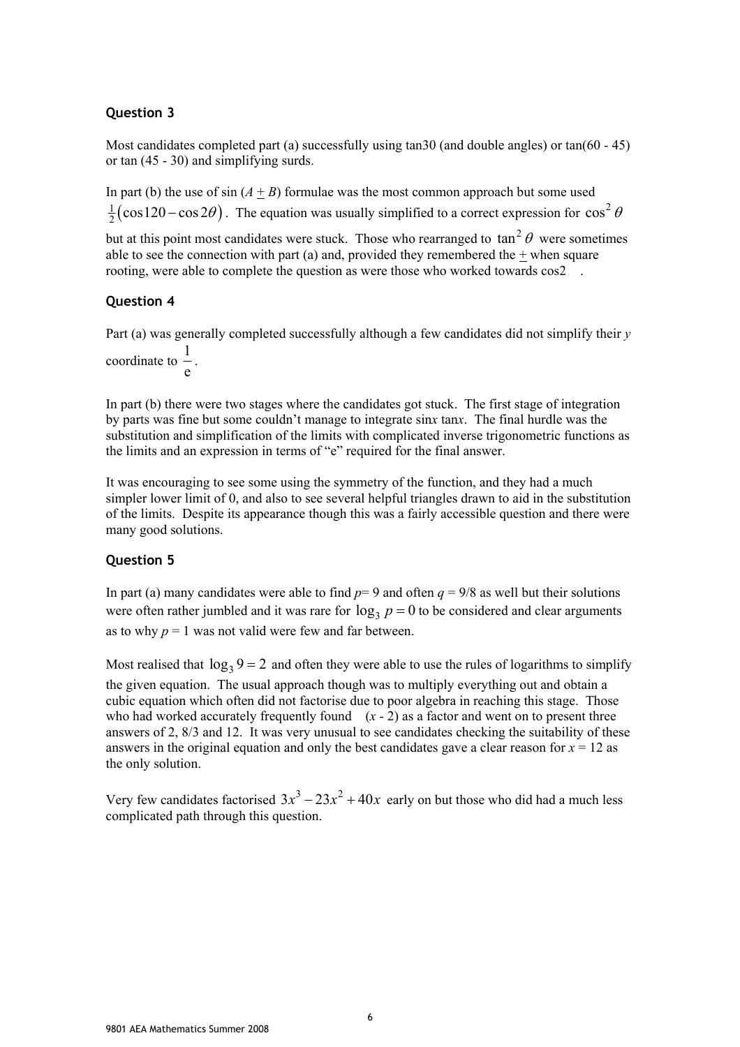### Question 3

Most candidates completed part (a) successfully using tan30 (and double angles) or tan(60 - 45) or tan (45 - 30) and simplifying surds.

In part (b) the use of sin ($A \pm B$) formulae was the most common approach but some used $\frac{1}{2}(\cos 120 - \cos 2\theta)$. The equation was usually simplified to a correct expression for $\cos^2 \theta$ but at this point most candidates were stuck. Those who rearranged to $\tan^2 \theta$ were sometimes able to see the connection with part (a) and, provided they remembered the $\pm$ when square rooting, were able to complete the question as were those who worked towards cos2 .

### Question 4

Part (a) was generally completed successfully although a few candidates did not simplify their *y* coordinate to $\frac{1}{\text{e}}$.

In part (b) there were two stages where the candidates got stuck. The first stage of integration by parts was fine but some couldn't manage to integrate sin*x* tan*x*. The final hurdle was the substitution and simplification of the limits with complicated inverse trigonometric functions as the limits and an expression in terms of "e" required for the final answer.

It was encouraging to see some using the symmetry of the function, and they had a much simpler lower limit of 0, and also to see several helpful triangles drawn to aid in the substitution of the limits. Despite its appearance though this was a fairly accessible question and there were many good solutions.

### Question 5

In part (a) many candidates were able to find $p = 9$ and often $q = 9/8$ as well but their solutions were often rather jumbled and it was rare for $\log_3 p = 0$ to be considered and clear arguments as to why $p = 1$ was not valid were few and far between.

Most realised that $\log_3 9 = 2$ and often they were able to use the rules of logarithms to simplify the given equation. The usual approach though was to multiply everything out and obtain a cubic equation which often did not factorise due to poor algebra in reaching this stage. Those who had worked accurately frequently found ($x$ - 2) as a factor and went on to present three answers of 2, 8/3 and 12. It was very unusual to see candidates checking the suitability of these answers in the original equation and only the best candidates gave a clear reason for $x = 12$ as the only solution.

Very few candidates factorised $3x^3 - 23x^2 + 40x$ early on but those who did had a much less complicated path through this question.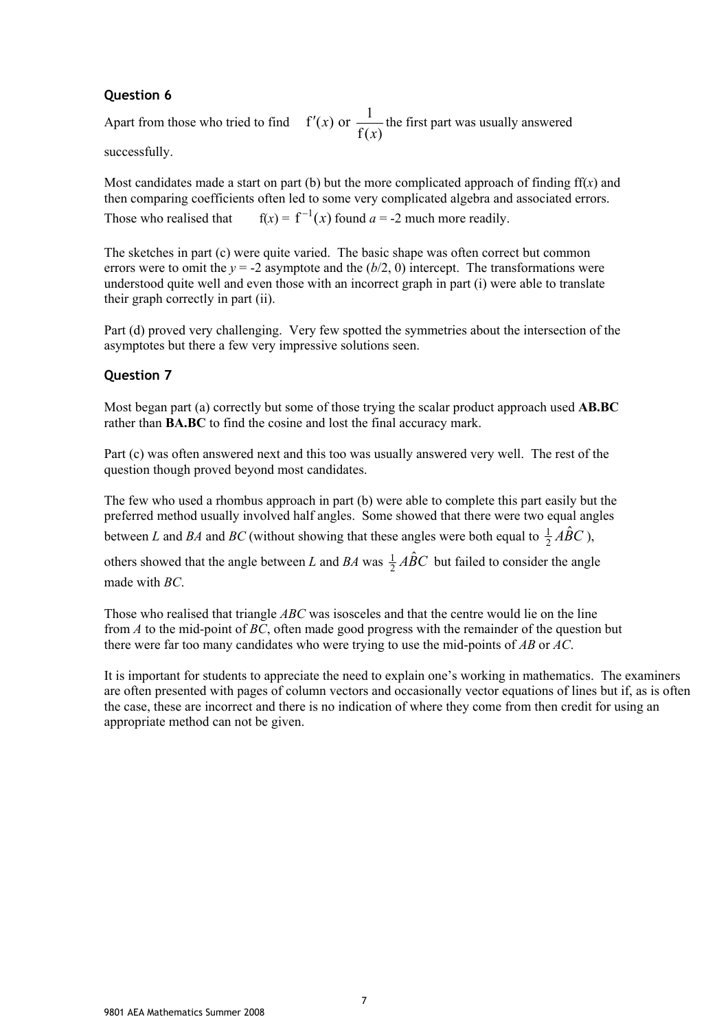### Question 6

Apart from those who tried to find $\mathrm{f}'(x)$ or $\dfrac{1}{\mathrm{f}(x)}$ the first part was usually answered successfully.

Most candidates made a start on part (b) but the more complicated approach of finding ff($x$) and then comparing coefficients often led to some very complicated algebra and associated errors. Those who realised that f($x$) = $\mathrm{f}^{-1}(x)$ found $a$ = -2 much more readily.

The sketches in part (c) were quite varied. The basic shape was often correct but common errors were to omit the $y$ = -2 asymptote and the ($b$/2, 0) intercept. The transformations were understood quite well and even those with an incorrect graph in part (i) were able to translate their graph correctly in part (ii).

Part (d) proved very challenging. Very few spotted the symmetries about the intersection of the asymptotes but there a few very impressive solutions seen.

### Question 7

Most began part (a) correctly but some of those trying the scalar product approach used **AB.BC** rather than **BA.BC** to find the cosine and lost the final accuracy mark.

Part (c) was often answered next and this too was usually answered very well. The rest of the question though proved beyond most candidates.

The few who used a rhombus approach in part (b) were able to complete this part easily but the preferred method usually involved half angles. Some showed that there were two equal angles between $L$ and $BA$ and $BC$ (without showing that these angles were both equal to $\frac{1}{2}A\hat{B}C$ ), others showed that the angle between $L$ and $BA$ was $\frac{1}{2}A\hat{B}C$ but failed to consider the angle made with $BC$.

Those who realised that triangle $ABC$ was isosceles and that the centre would lie on the line from $A$ to the mid-point of $BC$, often made good progress with the remainder of the question but there were far too many candidates who were trying to use the mid-points of $AB$ or $AC$.

It is important for students to appreciate the need to explain one's working in mathematics. The examiners are often presented with pages of column vectors and occasionally vector equations of lines but if, as is often the case, these are incorrect and there is no indication of where they come from then credit for using an appropriate method can not be given.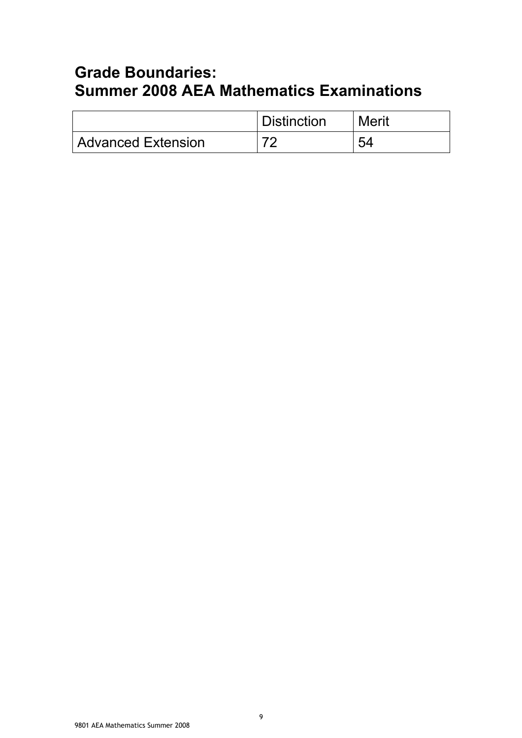# Grade Boundaries:
# Summer 2008 AEA Mathematics Examinations

| | Distinction | Merit |
|---|---|---|
| Advanced Extension | 72 | 54 |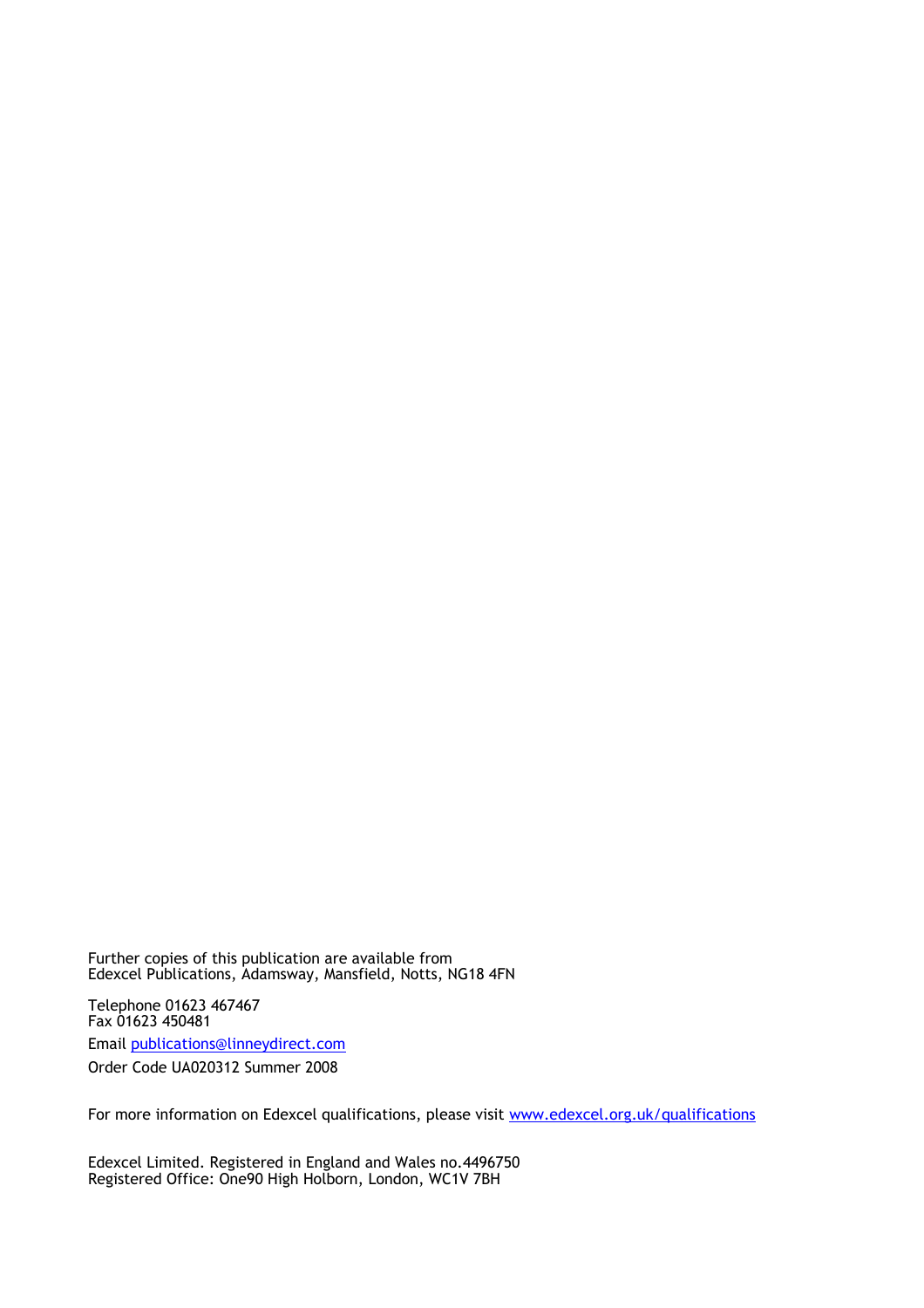Further copies of this publication are available from
Edexcel Publications, Adamsway, Mansfield, Notts, NG18 4FN

Telephone 01623 467467
Fax 01623 450481

Email publications@linneydirect.com

Order Code UA020312 Summer 2008

For more information on Edexcel qualifications, please visit www.edexcel.org.uk/qualifications

Edexcel Limited. Registered in England and Wales no.4496750
Registered Office: One90 High Holborn, London, WC1V 7BH